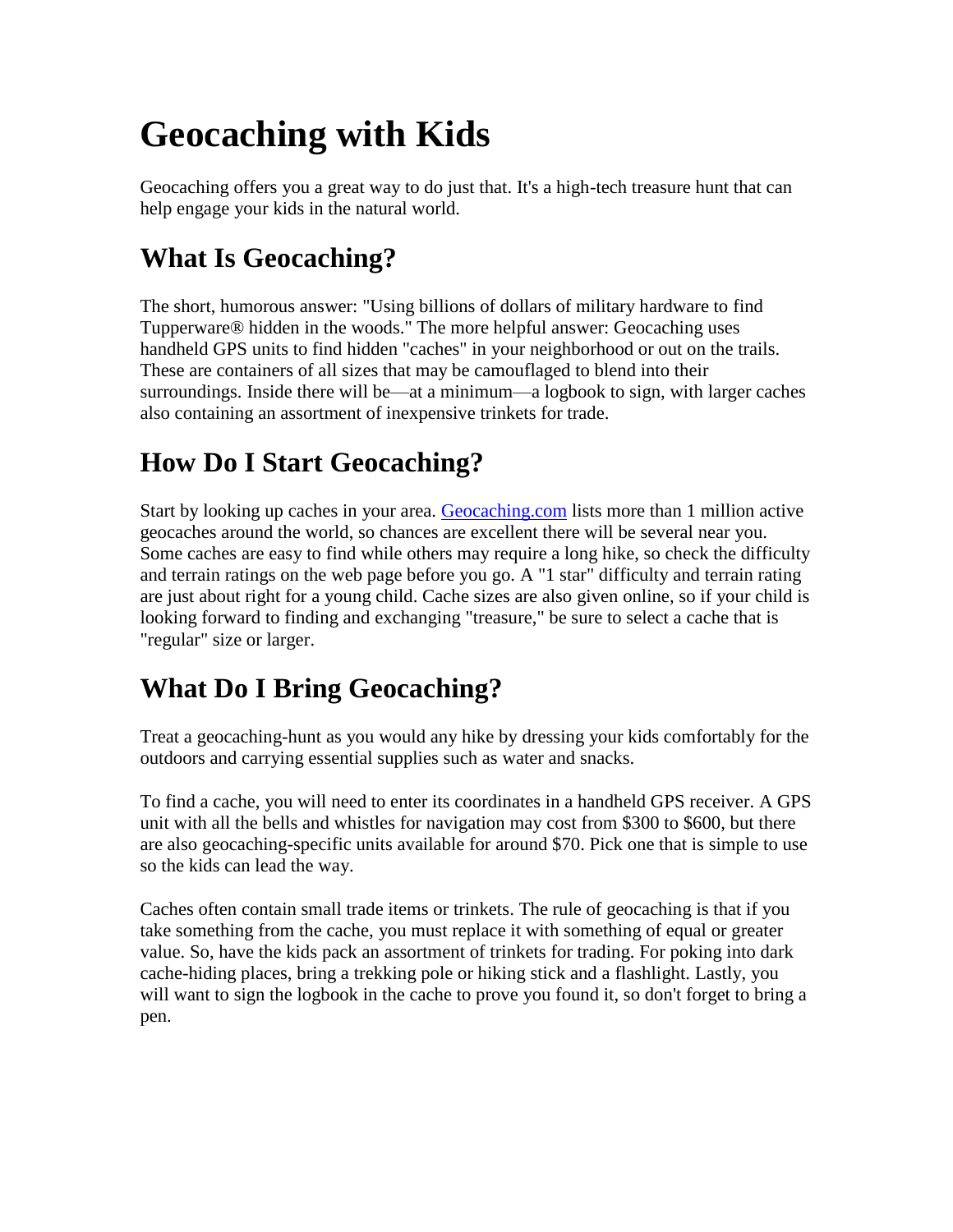# Geocaching with Kids

Geocaching offers you a great way to do just that. It's a high-tech treasure hunt that can help engage your kids in the natural world.

## What Is Geocaching?

The short, humorous answer: "Using billions of dollars of military hardware to find Tupperware® hidden in the woods." The more helpful answer: Geocaching uses handheld GPS units to find hidden "caches" in your neighborhood or out on the trails. These are containers of all sizes that may be camouflaged to blend into their surroundings. Inside there will be—at a minimum—a logbook to sign, with larger caches also containing an assortment of inexpensive trinkets for trade.

## How Do I Start Geocaching?

Start by looking up caches in your area. [Geocaching.com](http://Geocaching.com) lists more than 1 million active geocaches around the world, so chances are excellent there will be several near you. Some caches are easy to find while others may require a long hike, so check the difficulty and terrain ratings on the web page before you go. A "1 star" difficulty and terrain rating are just about right for a young child. Cache sizes are also given online, so if your child is looking forward to finding and exchanging "treasure," be sure to select a cache that is "regular" size or larger.

## What Do I Bring Geocaching?

Treat a geocaching-hunt as you would any hike by dressing your kids comfortably for the outdoors and carrying essential supplies such as water and snacks.

To find a cache, you will need to enter its coordinates in a handheld GPS receiver. A GPS unit with all the bells and whistles for navigation may cost from $300 to $600, but there are also geocaching-specific units available for around $70. Pick one that is simple to use so the kids can lead the way.

Caches often contain small trade items or trinkets. The rule of geocaching is that if you take something from the cache, you must replace it with something of equal or greater value. So, have the kids pack an assortment of trinkets for trading. For poking into dark cache-hiding places, bring a trekking pole or hiking stick and a flashlight. Lastly, you will want to sign the logbook in the cache to prove you found it, so don't forget to bring a pen.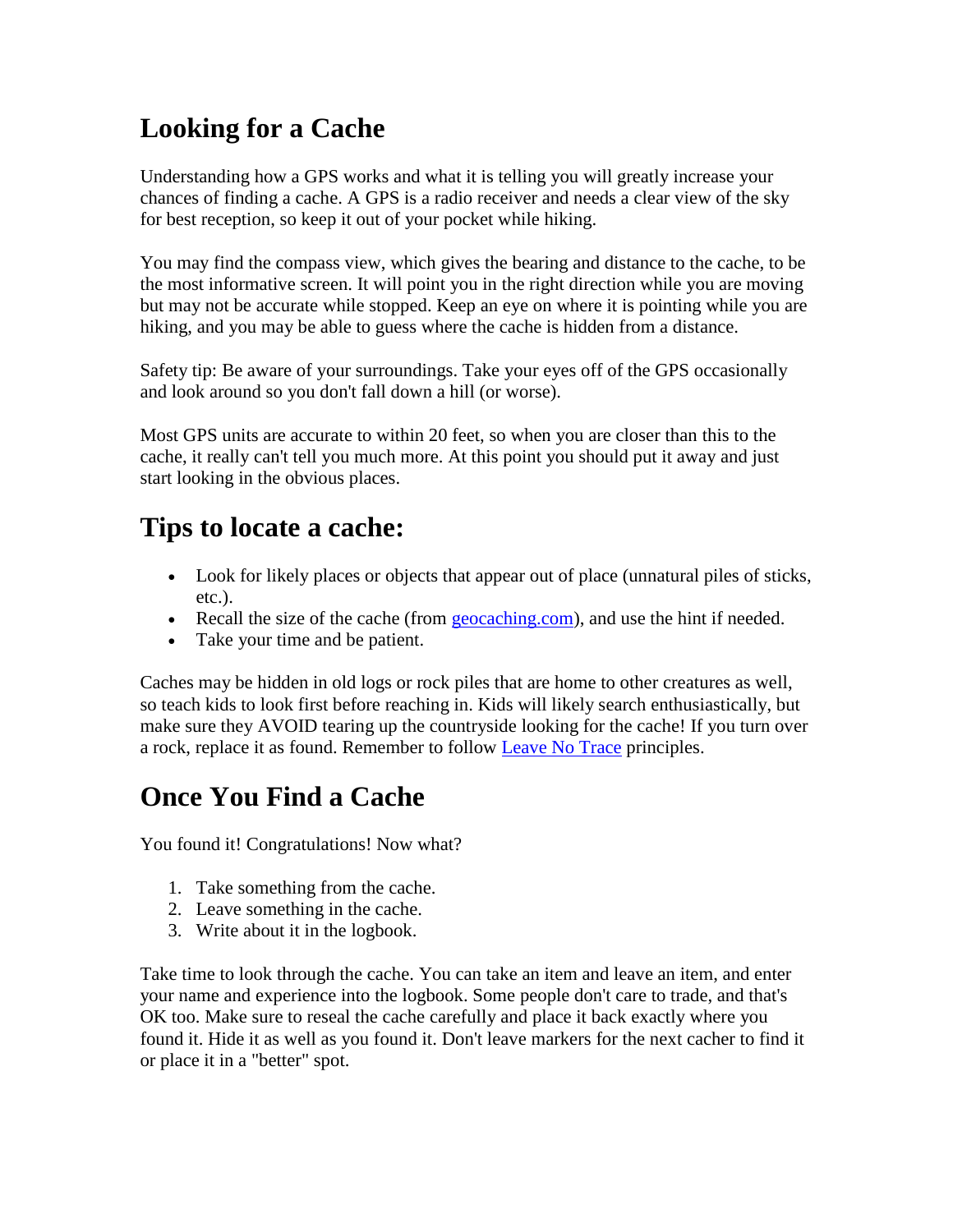## Looking for a Cache

Understanding how a GPS works and what it is telling you will greatly increase your chances of finding a cache. A GPS is a radio receiver and needs a clear view of the sky for best reception, so keep it out of your pocket while hiking.

You may find the compass view, which gives the bearing and distance to the cache, to be the most informative screen. It will point you in the right direction while you are moving but may not be accurate while stopped. Keep an eye on where it is pointing while you are hiking, and you may be able to guess where the cache is hidden from a distance.

Safety tip: Be aware of your surroundings. Take your eyes off of the GPS occasionally and look around so you don't fall down a hill (or worse).

Most GPS units are accurate to within 20 feet, so when you are closer than this to the cache, it really can't tell you much more. At this point you should put it away and just start looking in the obvious places.

## Tips to locate a cache:

- Look for likely places or objects that appear out of place (unnatural piles of sticks, etc.).
- Recall the size of the cache (from geocaching.com), and use the hint if needed.
- Take your time and be patient.

Caches may be hidden in old logs or rock piles that are home to other creatures as well, so teach kids to look first before reaching in. Kids will likely search enthusiastically, but make sure they AVOID tearing up the countryside looking for the cache! If you turn over a rock, replace it as found. Remember to follow Leave No Trace principles.

## Once You Find a Cache

You found it! Congratulations! Now what?

1. Take something from the cache.
2. Leave something in the cache.
3. Write about it in the logbook.

Take time to look through the cache. You can take an item and leave an item, and enter your name and experience into the logbook. Some people don't care to trade, and that's OK too. Make sure to reseal the cache carefully and place it back exactly where you found it. Hide it as well as you found it. Don't leave markers for the next cacher to find it or place it in a "better" spot.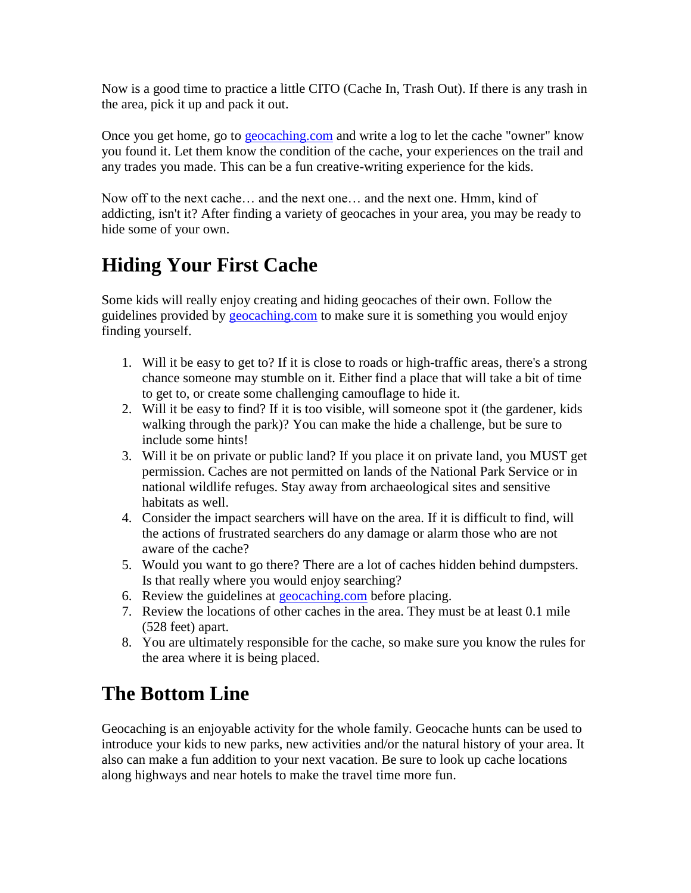Now is a good time to practice a little CITO (Cache In, Trash Out). If there is any trash in the area, pick it up and pack it out.

Once you get home, go to geocaching.com and write a log to let the cache "owner" know you found it. Let them know the condition of the cache, your experiences on the trail and any trades you made. This can be a fun creative-writing experience for the kids.

Now off to the next cache… and the next one… and the next one. Hmm, kind of addicting, isn't it? After finding a variety of geocaches in your area, you may be ready to hide some of your own.

## Hiding Your First Cache

Some kids will really enjoy creating and hiding geocaches of their own. Follow the guidelines provided by geocaching.com to make sure it is something you would enjoy finding yourself.

1. Will it be easy to get to? If it is close to roads or high-traffic areas, there's a strong chance someone may stumble on it. Either find a place that will take a bit of time to get to, or create some challenging camouflage to hide it.
2. Will it be easy to find? If it is too visible, will someone spot it (the gardener, kids walking through the park)? You can make the hide a challenge, but be sure to include some hints!
3. Will it be on private or public land? If you place it on private land, you MUST get permission. Caches are not permitted on lands of the National Park Service or in national wildlife refuges. Stay away from archaeological sites and sensitive habitats as well.
4. Consider the impact searchers will have on the area. If it is difficult to find, will the actions of frustrated searchers do any damage or alarm those who are not aware of the cache?
5. Would you want to go there? There are a lot of caches hidden behind dumpsters. Is that really where you would enjoy searching?
6. Review the guidelines at geocaching.com before placing.
7. Review the locations of other caches in the area. They must be at least 0.1 mile (528 feet) apart.
8. You are ultimately responsible for the cache, so make sure you know the rules for the area where it is being placed.

## The Bottom Line

Geocaching is an enjoyable activity for the whole family. Geocache hunts can be used to introduce your kids to new parks, new activities and/or the natural history of your area. It also can make a fun addition to your next vacation. Be sure to look up cache locations along highways and near hotels to make the travel time more fun.